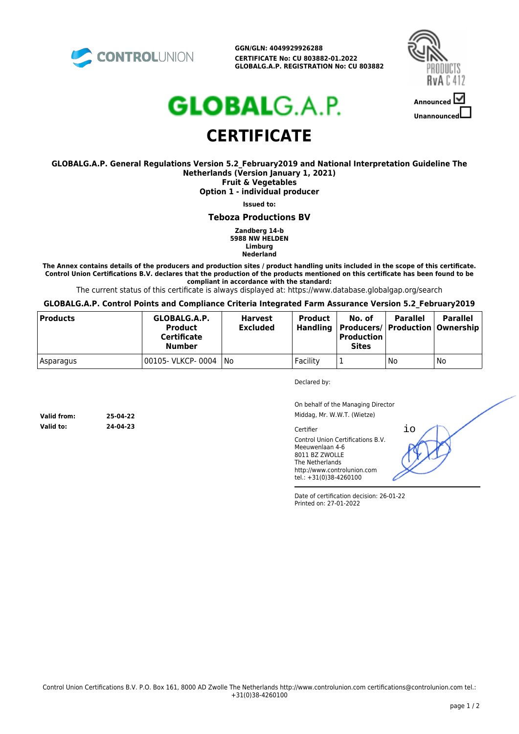CONTROLUNION

**GGN/GLN: 4049929926288**
**CERTIFICATE No: CU 803882-01.2022**
**GLOBALG.A.P. REGISTRATION No: CU 803882**

PRODUCTS RvA C 412

**Announced** ☑
**Unannounced** ☐

# GLOBALG.A.P.

# CERTIFICATE

**GLOBALG.A.P. General Regulations Version 5.2_February2019 and National Interpretation Guideline The Netherlands (Version January 1, 2021)**
**Fruit & Vegetables**
**Option 1 - individual producer**

**Issued to:**

## Teboza Productions BV

**Zandberg 14-b**
**5988 NW HELDEN**
**Limburg**
**Nederland**

**The Annex contains details of the producers and production sites / product handling units included in the scope of this certificate. Control Union Certifications B.V. declares that the production of the products mentioned on this certificate has been found to be compliant in accordance with the standard:**

The current status of this certificate is always displayed at: https://www.database.globalgap.org/search

**GLOBALG.A.P. Control Points and Compliance Criteria Integrated Farm Assurance Version 5.2_February2019**

| Products | GLOBALG.A.P. Product Certificate Number | Harvest Excluded | Product Handling | No. of Producers/ Production Sites | Parallel Production | Parallel Ownership |
|---|---|---|---|---|---|---|
| Asparagus | 00105- VLKCP- 0004 | No | Facility | 1 | No | No |

Declared by:

On behalf of the Managing Director
Middag, Mr. W.W.T. (Wietze)

Certifier
Control Union Certifications B.V.
Meeuwenlaan 4-6
8011 BZ ZWOLLE
The Netherlands
http://www.controlunion.com
tel.: +31(0)38-4260100

| | |
|---|---|
| **Valid from:** | **25-04-22** |
| **Valid to:** | **24-04-23** |

Date of certification decision: 26-01-22
Printed on: 27-01-2022

Control Union Certifications B.V. P.O. Box 161, 8000 AD Zwolle The Netherlands http://www.controlunion.com certifications@controlunion.com tel.: +31(0)38-4260100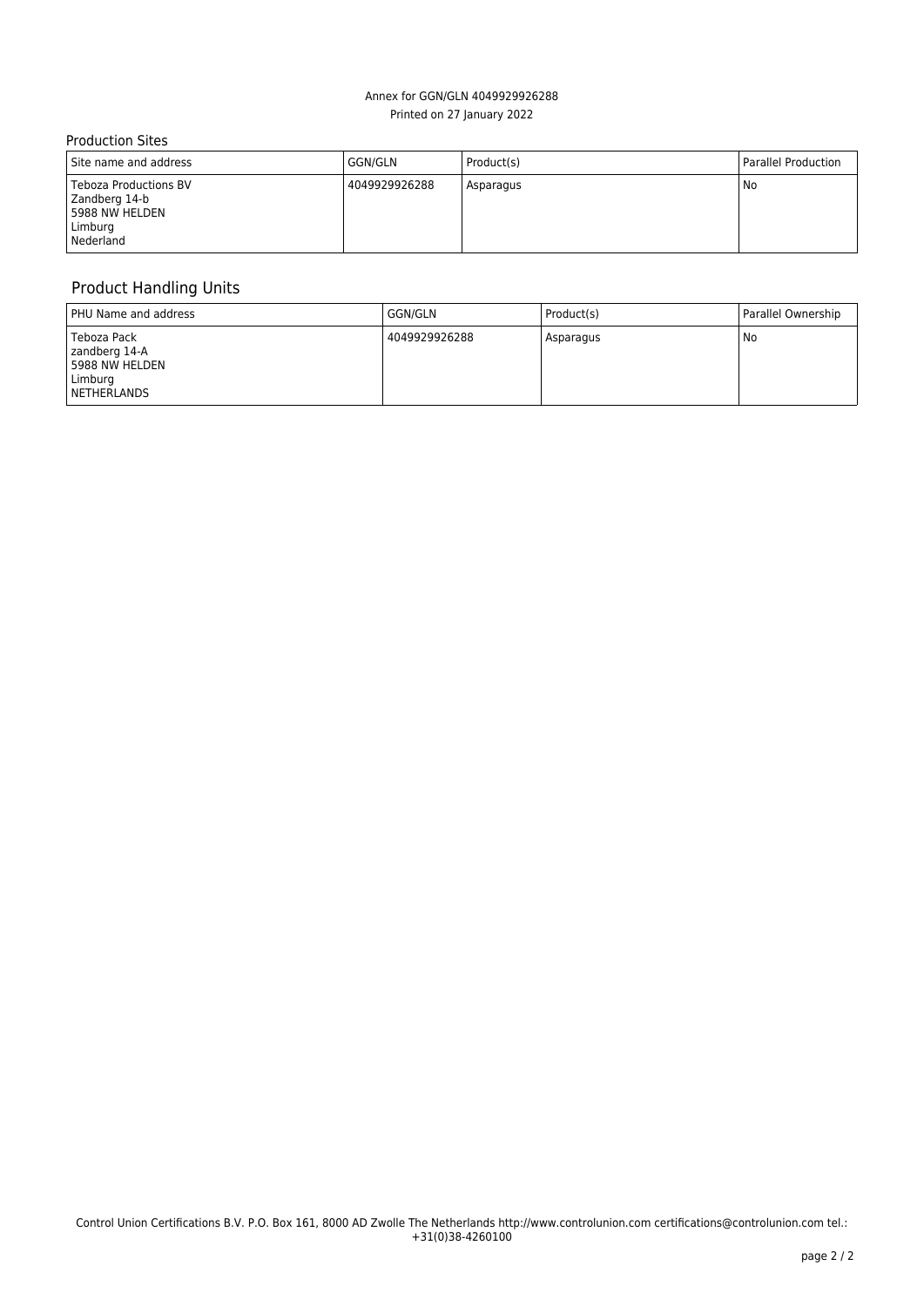Annex for GGN/GLN 4049929926288

Printed on 27 January 2022

## Production Sites

| Site name and address | GGN/GLN | Product(s) | Parallel Production |
|---|---|---|---|
| Teboza Productions BV<br>Zandberg 14-b<br>5988 NW HELDEN<br>Limburg<br>Nederland | 4049929926288 | Asparagus | No |

## Product Handling Units

| PHU Name and address | GGN/GLN | Product(s) | Parallel Ownership |
|---|---|---|---|
| Teboza Pack<br>zandberg 14-A<br>5988 NW HELDEN<br>Limburg<br>NETHERLANDS | 4049929926288 | Asparagus | No |

Control Union Certifications B.V. P.O. Box 161, 8000 AD Zwolle The Netherlands http://www.controlunion.com certifications@controlunion.com tel.: +31(0)38-4260100